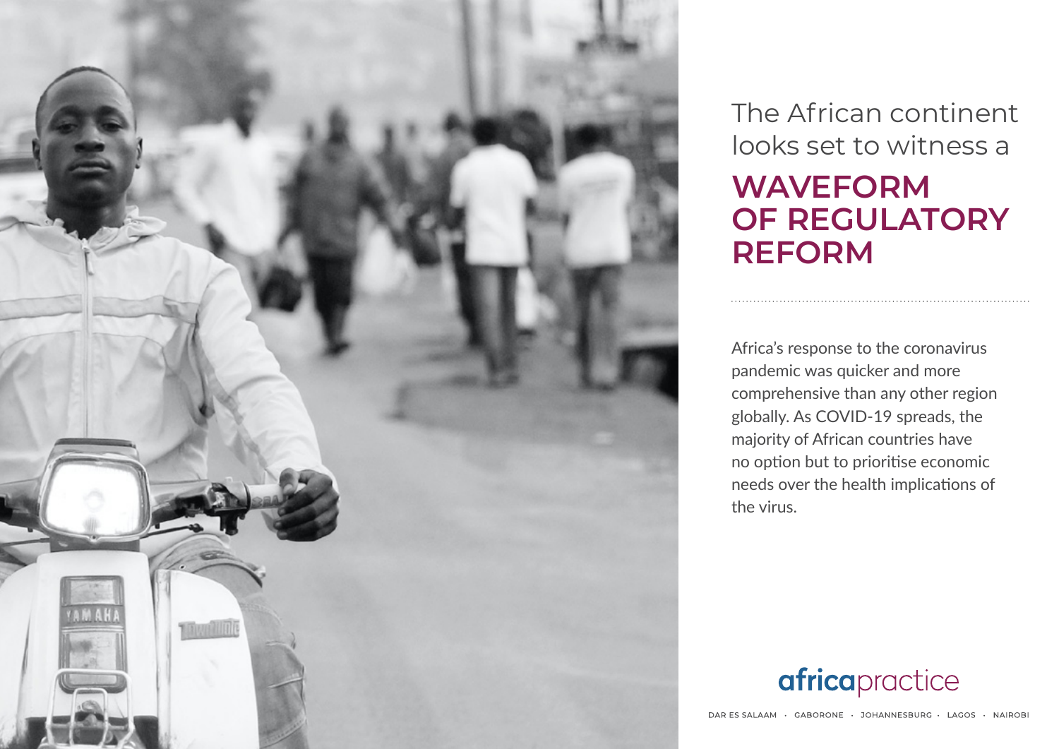# The African continent looks set to witness a **WAVEFORM OF REGULATORY REFORM**

Africa's response to the coronavirus pandemic was quicker and more comprehensive than any other region globally. As COVID-19 spreads, the majority of African countries have no option but to prioritise economic needs over the health implications of the virus.

**africa**practice

DAR ES SALAAM · GABORONE · JOHANNESBURG · LAGOS · NAIROBI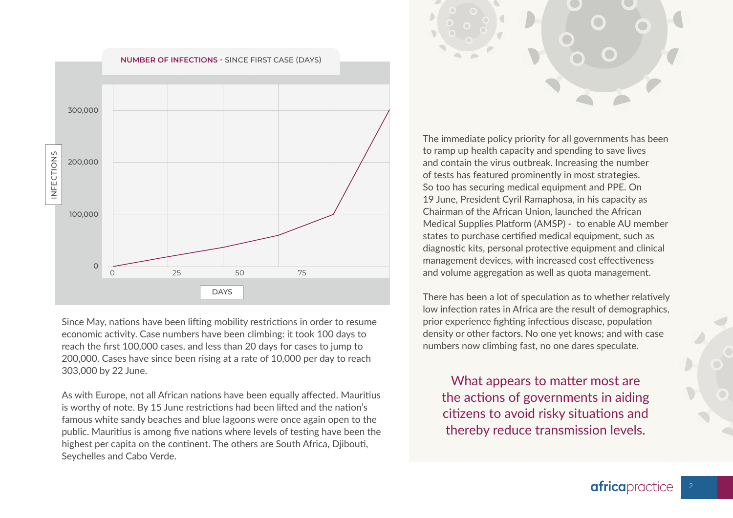**NUMBER OF INFECTIONS -** SINCE FIRST CASE (DAYS)

Since May, nations have been lifting mobility restrictions in order to resume economic activity. Case numbers have been climbing: it took 100 days to reach the first 100,000 cases, and less than 20 days for cases to jump to 200,000. Cases have since been rising at a rate of 10,000 per day to reach 303,000 by 22 June.

As with Europe, not all African nations have been equally affected. Mauritius is worthy of note. By 15 June restrictions had been lifted and the nation's famous white sandy beaches and blue lagoons were once again open to the public. Mauritius is among five nations where levels of testing have been the highest per capita on the continent. The others are South Africa, Djibouti, Seychelles and Cabo Verde.

The immediate policy priority for all governments has been to ramp up health capacity and spending to save lives and contain the virus outbreak. Increasing the number of tests has featured prominently in most strategies. So too has securing medical equipment and PPE. On 19 June, President Cyril Ramaphosa, in his capacity as Chairman of the African Union, launched the African Medical Supplies Platform (AMSP) - to enable AU member states to purchase certified medical equipment, such as diagnostic kits, personal protective equipment and clinical management devices, with increased cost effectiveness and volume aggregation as well as quota management.

There has been a lot of speculation as to whether relatively low infection rates in Africa are the result of demographics, prior experience fighting infectious disease, population density or other factors. No one yet knows; and with case numbers now climbing fast, no one dares speculate.

> What appears to matter most are the actions of governments in aiding citizens to avoid risky situations and thereby reduce transmission levels.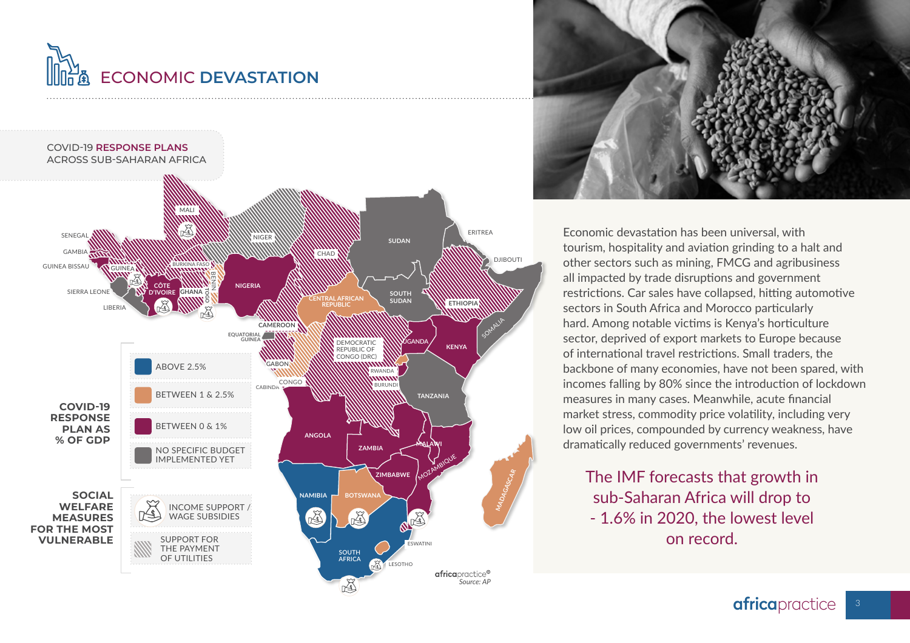# ECONOMIC DEVASTATION

COVID-19 **RESPONSE PLANS** ACROSS SUB-SAHARAN AFRICA

**COVID-19 RESPONSE PLAN AS % OF GDP**

- ABOVE 2.5%
- BETWEEN 1 & 2.5%
- BETWEEN 0 & 1%
- NO SPECIFIC BUDGET IMPLEMENTED YET

**SOCIAL WELFARE MEASURES FOR THE MOST VULNERABLE**

- INCOME SUPPORT / WAGE SUBSIDIES
- SUPPORT FOR THE PAYMENT OF UTILITIES

*Source: AP*

Economic devastation has been universal, with tourism, hospitality and aviation grinding to a halt and other sectors such as mining, FMCG and agribusiness all impacted by trade disruptions and government restrictions. Car sales have collapsed, hitting automotive sectors in South Africa and Morocco particularly hard. Among notable victims is Kenya's horticulture sector, deprived of export markets to Europe because of international travel restrictions. Small traders, the backbone of many economies, have not been spared, with incomes falling by 80% since the introduction of lockdown measures in many cases. Meanwhile, acute financial market stress, commodity price volatility, including very low oil prices, compounded by currency weakness, have dramatically reduced governments' revenues.

The IMF forecasts that growth in sub-Saharan Africa will drop to - 1.6% in 2020, the lowest level on record.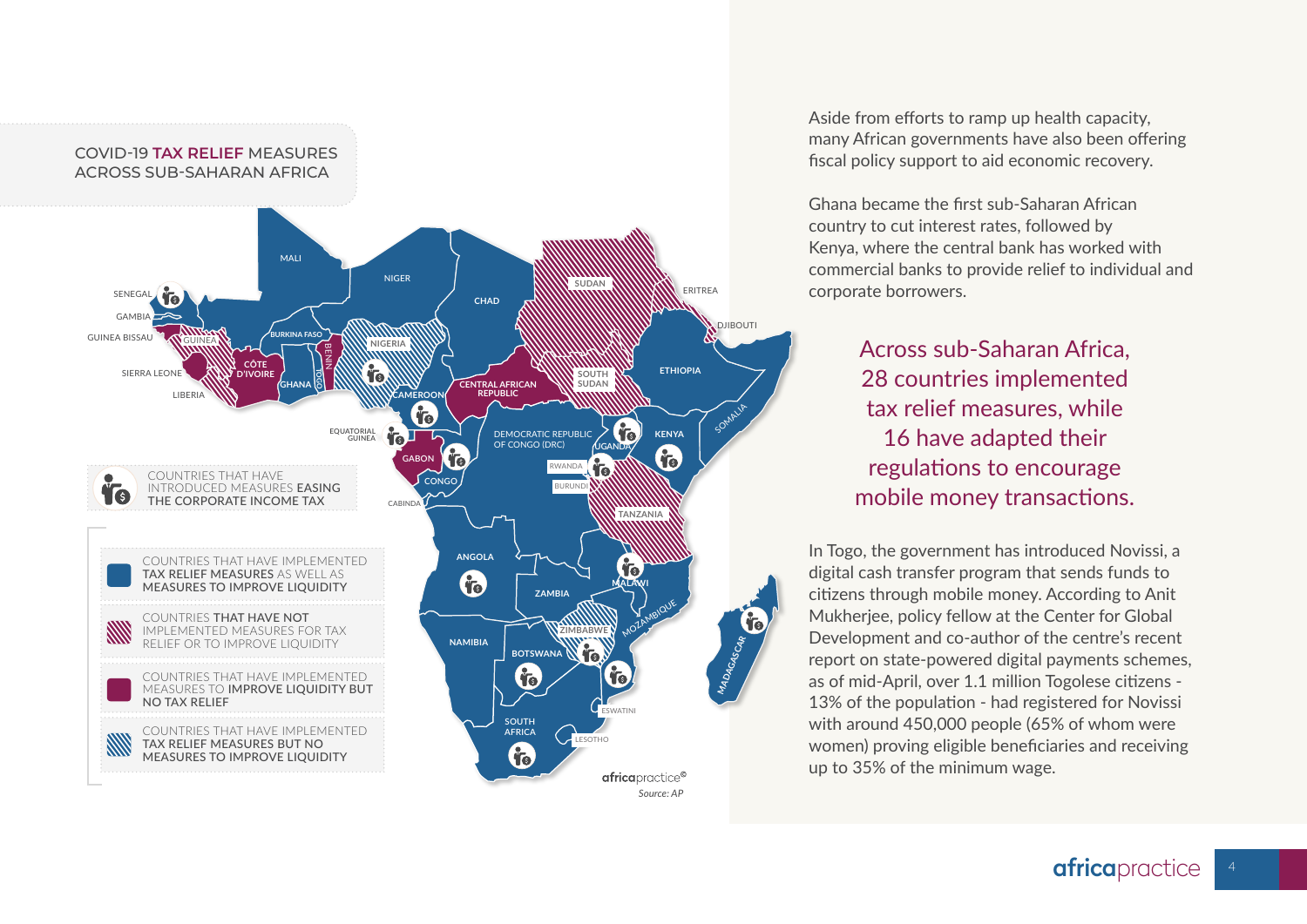## COVID-19 TAX RELIEF MEASURES ACROSS SUB-SAHARAN AFRICA

- COUNTRIES THAT HAVE INTRODUCED MEASURES **EASING THE CORPORATE INCOME TAX**
- COUNTRIES THAT HAVE IMPLEMENTED **TAX RELIEF MEASURES** AS WELL AS **MEASURES TO IMPROVE LIQUIDITY**
- COUNTRIES **THAT HAVE NOT** IMPLEMENTED MEASURES FOR TAX RELIEF OR TO IMPROVE LIQUIDITY
- COUNTRIES THAT HAVE IMPLEMENTED MEASURES TO **IMPROVE LIQUIDITY BUT NO TAX RELIEF**
- COUNTRIES THAT HAVE IMPLEMENTED **TAX RELIEF MEASURES BUT NO MEASURES TO IMPROVE LIQUIDITY**

*Source: AP*

Aside from efforts to ramp up health capacity, many African governments have also been offering fiscal policy support to aid economic recovery.

Ghana became the first sub-Saharan African country to cut interest rates, followed by Kenya, where the central bank has worked with commercial banks to provide relief to individual and corporate borrowers.

> Across sub-Saharan Africa, 28 countries implemented tax relief measures, while 16 have adapted their regulations to encourage mobile money transactions.

In Togo, the government has introduced Novissi, a digital cash transfer program that sends funds to citizens through mobile money. According to Anit Mukherjee, policy fellow at the Center for Global Development and co-author of the centre's recent report on state-powered digital payments schemes, as of mid-April, over 1.1 million Togolese citizens - 13% of the population - had registered for Novissi with around 450,000 people (65% of whom were women) proving eligible beneficiaries and receiving up to 35% of the minimum wage.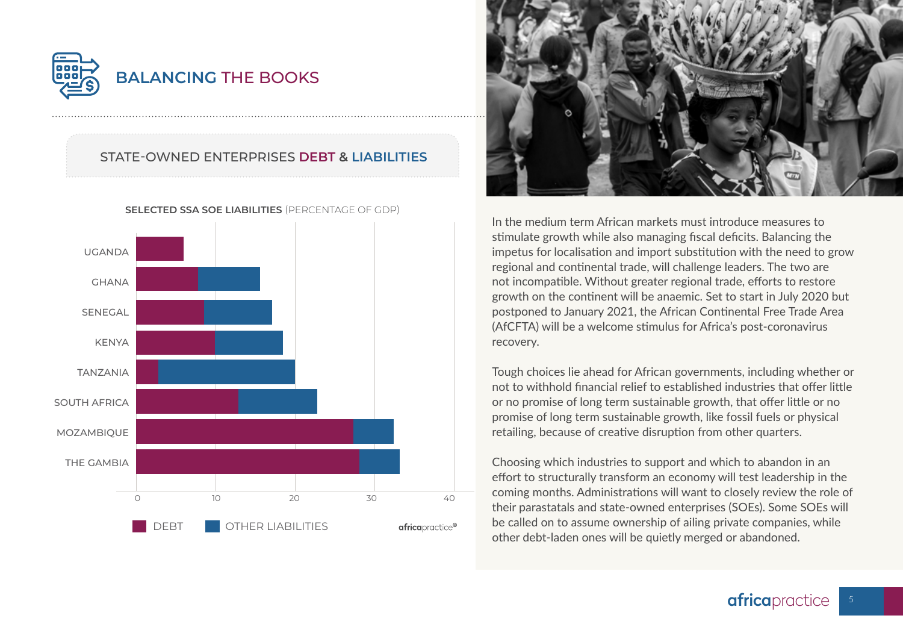# BALANCING THE BOOKS

## STATE-OWNED ENTERPRISES DEBT & LIABILITIES

**SELECTED SSA SOE LIABILITIES** (PERCENTAGE OF GDP)

UGANDA
GHANA
SENEGAL
KENYA
TANZANIA
SOUTH AFRICA
MOZAMBIQUE
THE GAMBIA

0 10 20 30 40

DEBT OTHER LIABILITIES

africapractice®

In the medium term African markets must introduce measures to stimulate growth while also managing fiscal deficits. Balancing the impetus for localisation and import substitution with the need to grow regional and continental trade, will challenge leaders. The two are not incompatible. Without greater regional trade, efforts to restore growth on the continent will be anaemic. Set to start in July 2020 but postponed to January 2021, the African Continental Free Trade Area (AfCFTA) will be a welcome stimulus for Africa's post-coronavirus recovery.

Tough choices lie ahead for African governments, including whether or not to withhold financial relief to established industries that offer little or no promise of long term sustainable growth, that offer little or no promise of long term sustainable growth, like fossil fuels or physical retailing, because of creative disruption from other quarters.

Choosing which industries to support and which to abandon in an effort to structurally transform an economy will test leadership in the coming months. Administrations will want to closely review the role of their parastatals and state-owned enterprises (SOEs). Some SOEs will be called on to assume ownership of ailing private companies, while other debt-laden ones will be quietly merged or abandoned.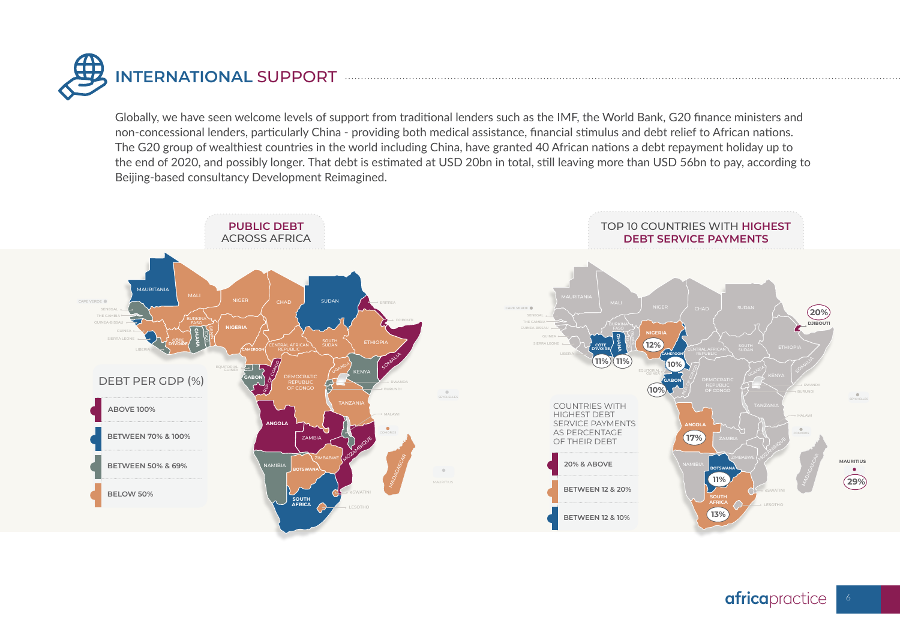# INTERNATIONAL SUPPORT

Globally, we have seen welcome levels of support from traditional lenders such as the IMF, the World Bank, G20 finance ministers and non-concessional lenders, particularly China - providing both medical assistance, financial stimulus and debt relief to African nations. The G20 group of wealthiest countries in the world including China, have granted 40 African nations a debt repayment holiday up to the end of 2020, and possibly longer. That debt is estimated at USD 20bn in total, still leaving more than USD 56bn to pay, according to Beijing-based consultancy Development Reimagined.

## PUBLIC DEBT ACROSS AFRICA

**DEBT PER GDP (%)**

- ABOVE 100%
- BETWEEN 70% & 100%
- BETWEEN 50% & 69%
- BELOW 50%

## TOP 10 COUNTRIES WITH HIGHEST DEBT SERVICE PAYMENTS

**COUNTRIES WITH HIGHEST DEBT SERVICE PAYMENTS AS PERCENTAGE OF THEIR DEBT**

- 20% & ABOVE
- BETWEEN 12 & 20%
- BETWEEN 12 & 10%

| Country | Debt service payments (% of debt) |
| --- | --- |
| Mauritius | 29% |
| Djibouti | 20% |
| Angola | 17% |
| South Africa | 13% |
| Nigeria | 12% |
| Côte d'Ivoire | 11% |
| Ghana | 11% |
| Botswana | 11% |
| Cameroon | 10% |
| Gabon | 10% |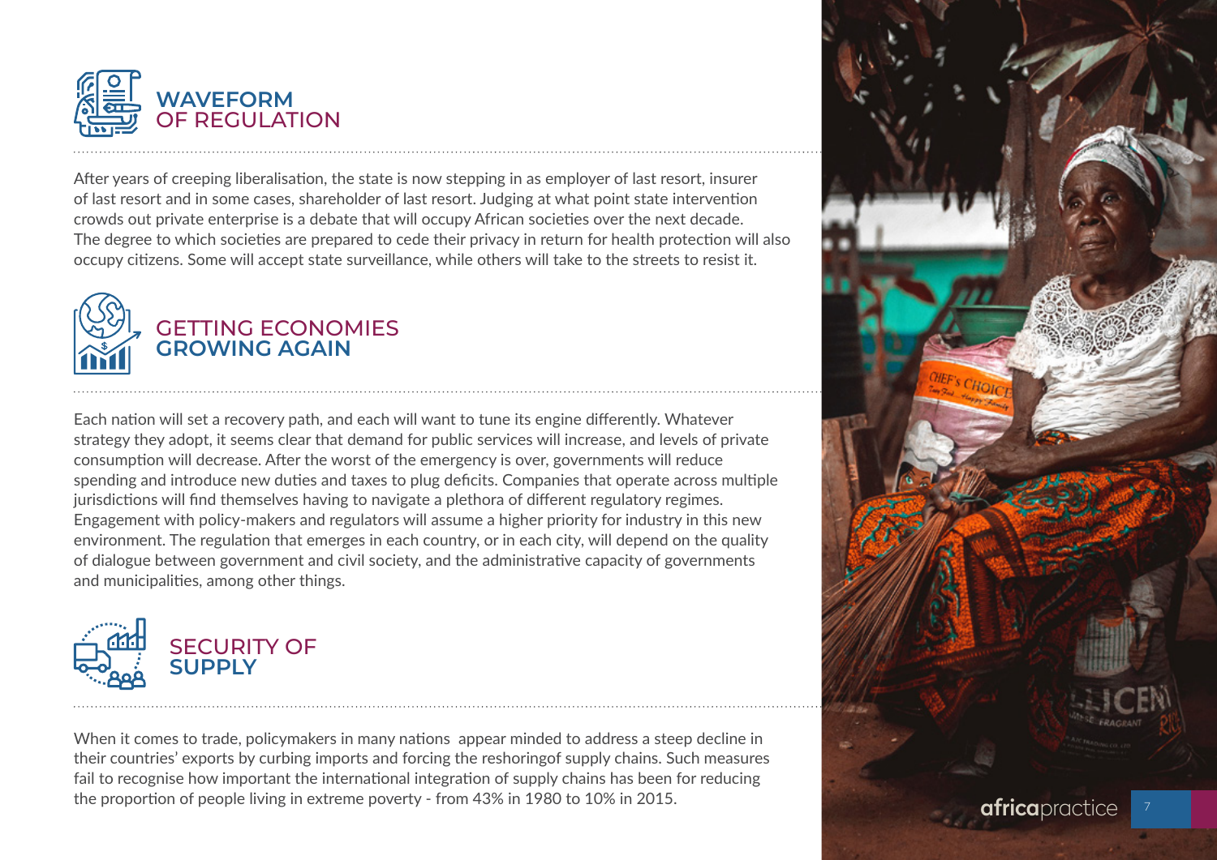## WAVEFORM OF REGULATION

After years of creeping liberalisation, the state is now stepping in as employer of last resort, insurer of last resort and in some cases, shareholder of last resort. Judging at what point state intervention crowds out private enterprise is a debate that will occupy African societies over the next decade. The degree to which societies are prepared to cede their privacy in return for health protection will also occupy citizens. Some will accept state surveillance, while others will take to the streets to resist it.

## GETTING ECONOMIES GROWING AGAIN

Each nation will set a recovery path, and each will want to tune its engine differently. Whatever strategy they adopt, it seems clear that demand for public services will increase, and levels of private consumption will decrease. After the worst of the emergency is over, governments will reduce spending and introduce new duties and taxes to plug deficits. Companies that operate across multiple jurisdictions will find themselves having to navigate a plethora of different regulatory regimes. Engagement with policy-makers and regulators will assume a higher priority for industry in this new environment. The regulation that emerges in each country, or in each city, will depend on the quality of dialogue between government and civil society, and the administrative capacity of governments and municipalities, among other things.

## SECURITY OF SUPPLY

When it comes to trade, policymakers in many nations appear minded to address a steep decline in their countries' exports by curbing imports and forcing the reshoringof supply chains. Such measures fail to recognise how important the international integration of supply chains has been for reducing the proportion of people living in extreme poverty - from 43% in 1980 to 10% in 2015.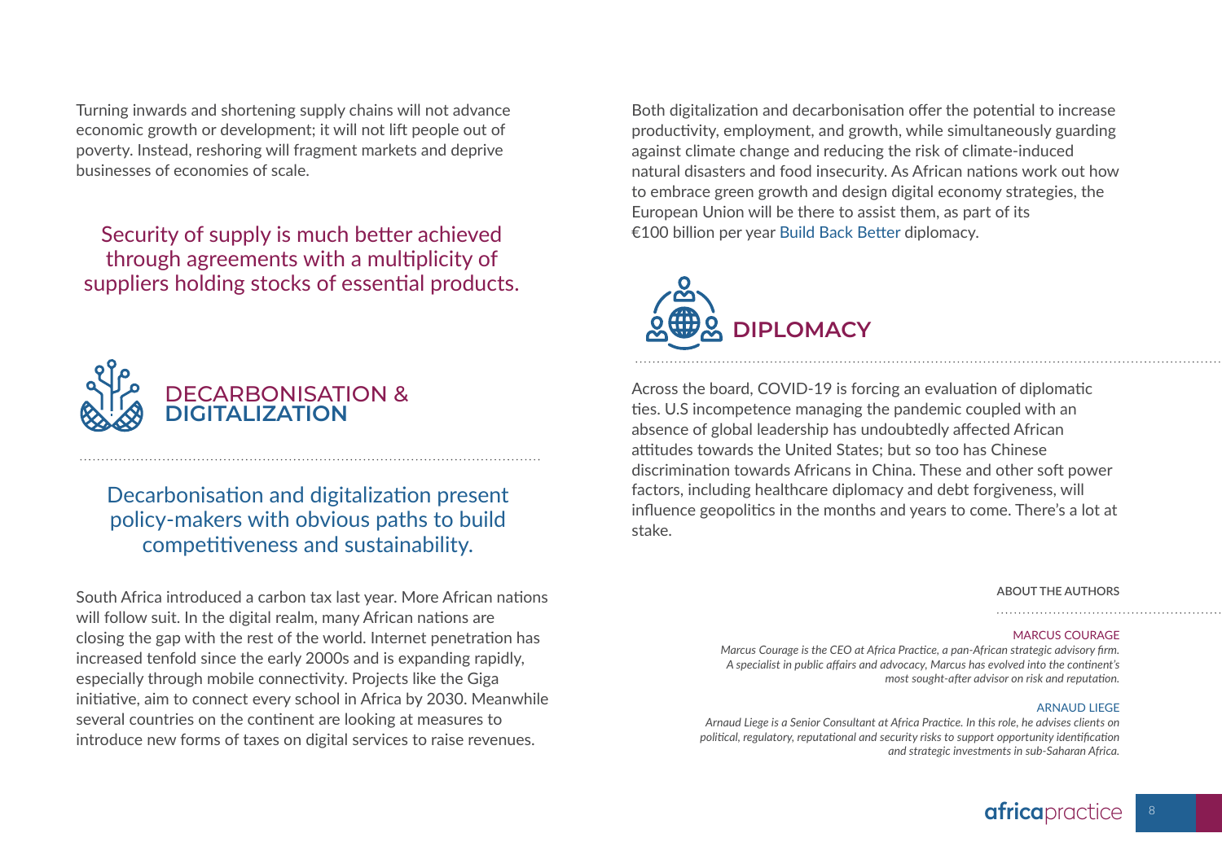Turning inwards and shortening supply chains will not advance economic growth or development; it will not lift people out of poverty. Instead, reshoring will fragment markets and deprive businesses of economies of scale.

> Security of supply is much better achieved through agreements with a multiplicity of suppliers holding stocks of essential products.

## DECARBONISATION & DIGITALIZATION

> Decarbonisation and digitalization present policy-makers with obvious paths to build competitiveness and sustainability.

South Africa introduced a carbon tax last year. More African nations will follow suit. In the digital realm, many African nations are closing the gap with the rest of the world. Internet penetration has increased tenfold since the early 2000s and is expanding rapidly, especially through mobile connectivity. Projects like the Giga initiative, aim to connect every school in Africa by 2030. Meanwhile several countries on the continent are looking at measures to introduce new forms of taxes on digital services to raise revenues.

Both digitalization and decarbonisation offer the potential to increase productivity, employment, and growth, while simultaneously guarding against climate change and reducing the risk of climate-induced natural disasters and food insecurity. As African nations work out how to embrace green growth and design digital economy strategies, the European Union will be there to assist them, as part of its €100 billion per year Build Back Better diplomacy.

## DIPLOMACY

Across the board, COVID-19 is forcing an evaluation of diplomatic ties. U.S incompetence managing the pandemic coupled with an absence of global leadership has undoubtedly affected African attitudes towards the United States; but so too has Chinese discrimination towards Africans in China. These and other soft power factors, including healthcare diplomacy and debt forgiveness, will influence geopolitics in the months and years to come. There's a lot at stake.

### ABOUT THE AUTHORS

**MARCUS COURAGE**

*Marcus Courage is the CEO at Africa Practice, a pan-African strategic advisory firm. A specialist in public affairs and advocacy, Marcus has evolved into the continent's most sought-after advisor on risk and reputation.*

**ARNAUD LIEGE**

*Arnaud Liege is a Senior Consultant at Africa Practice. In this role, he advises clients on political, regulatory, reputational and security risks to support opportunity identification and strategic investments in sub-Saharan Africa.*